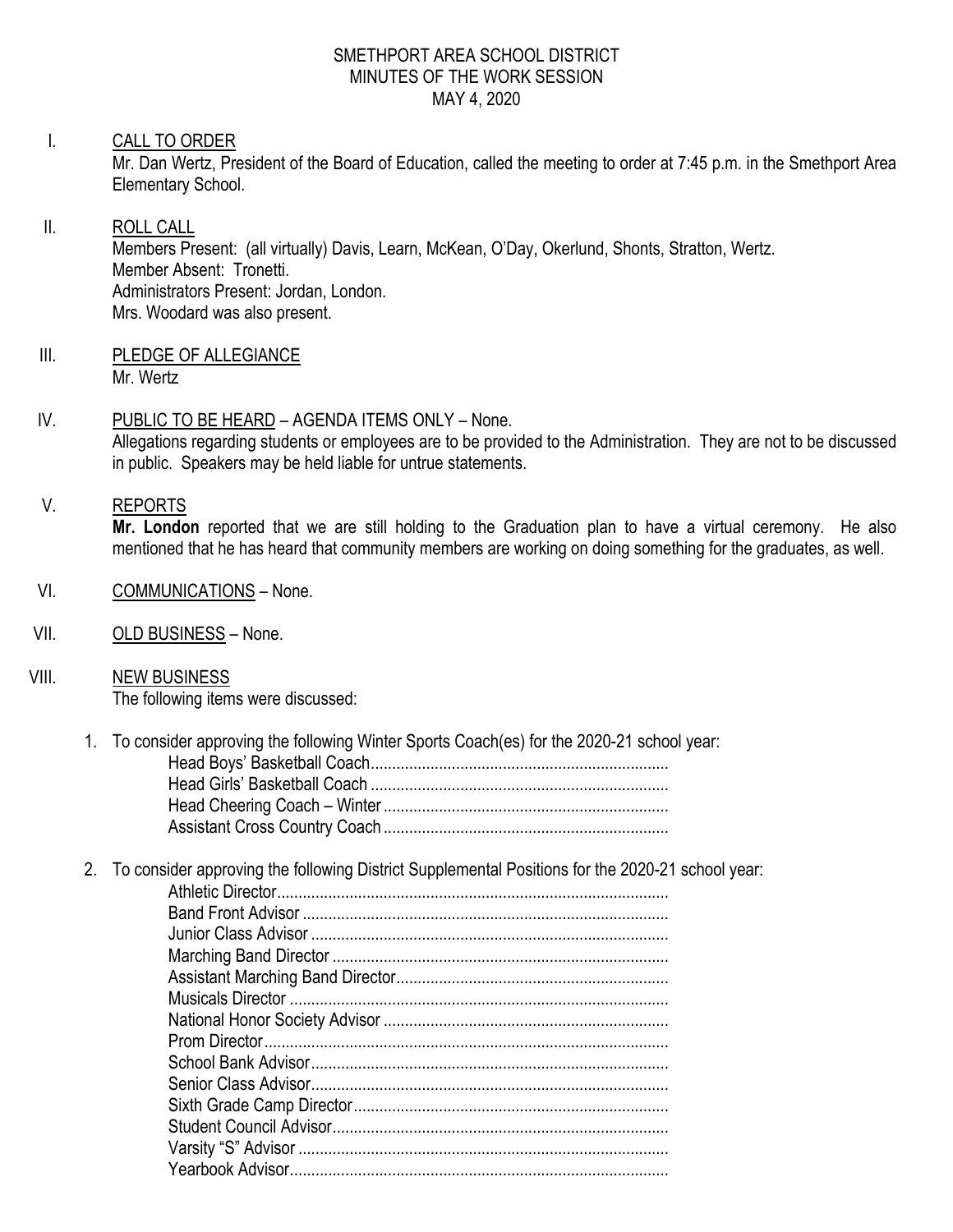# SMETHPORT AREA SCHOOL DISTRICT
## MINUTES OF THE WORK SESSION
### MAY 4, 2020

I. CALL TO ORDER

Mr. Dan Wertz, President of the Board of Education, called the meeting to order at 7:45 p.m. in the Smethport Area Elementary School.

II. ROLL CALL

Members Present: (all virtually) Davis, Learn, McKean, O'Day, Okerlund, Shonts, Stratton, Wertz.
Member Absent: Tronetti.
Administrators Present: Jordan, London.
Mrs. Woodard was also present.

III. PLEDGE OF ALLEGIANCE

Mr. Wertz

IV. PUBLIC TO BE HEARD – AGENDA ITEMS ONLY – None.

Allegations regarding students or employees are to be provided to the Administration. They are not to be discussed in public. Speakers may be held liable for untrue statements.

V. REPORTS

**Mr. London** reported that we are still holding to the Graduation plan to have a virtual ceremony. He also mentioned that he has heard that community members are working on doing something for the graduates, as well.

VI. COMMUNICATIONS – None.

VII. OLD BUSINESS – None.

VIII. NEW BUSINESS

The following items were discussed:

1. To consider approving the following Winter Sports Coach(es) for the 2020-21 school year:
   - Head Boys' Basketball Coach....................................................................
   - Head Girls' Basketball Coach ....................................................................
   - Head Cheering Coach – Winter .................................................................
   - Assistant Cross Country Coach .................................................................

2. To consider approving the following District Supplemental Positions for the 2020-21 school year:
   - Athletic Director..........................................................................................
   - Band Front Advisor ....................................................................................
   - Junior Class Advisor ..................................................................................
   - Marching Band Director .............................................................................
   - Assistant Marching Band Director..............................................................
   - Musicals Director .......................................................................................
   - National Honor Society Advisor .................................................................
   - Prom Director.............................................................................................
   - School Bank Advisor..................................................................................
   - Senior Class Advisor..................................................................................
   - Sixth Grade Camp Director........................................................................
   - Student Council Advisor.............................................................................
   - Varsity "S" Advisor .....................................................................................
   - Yearbook Advisor.......................................................................................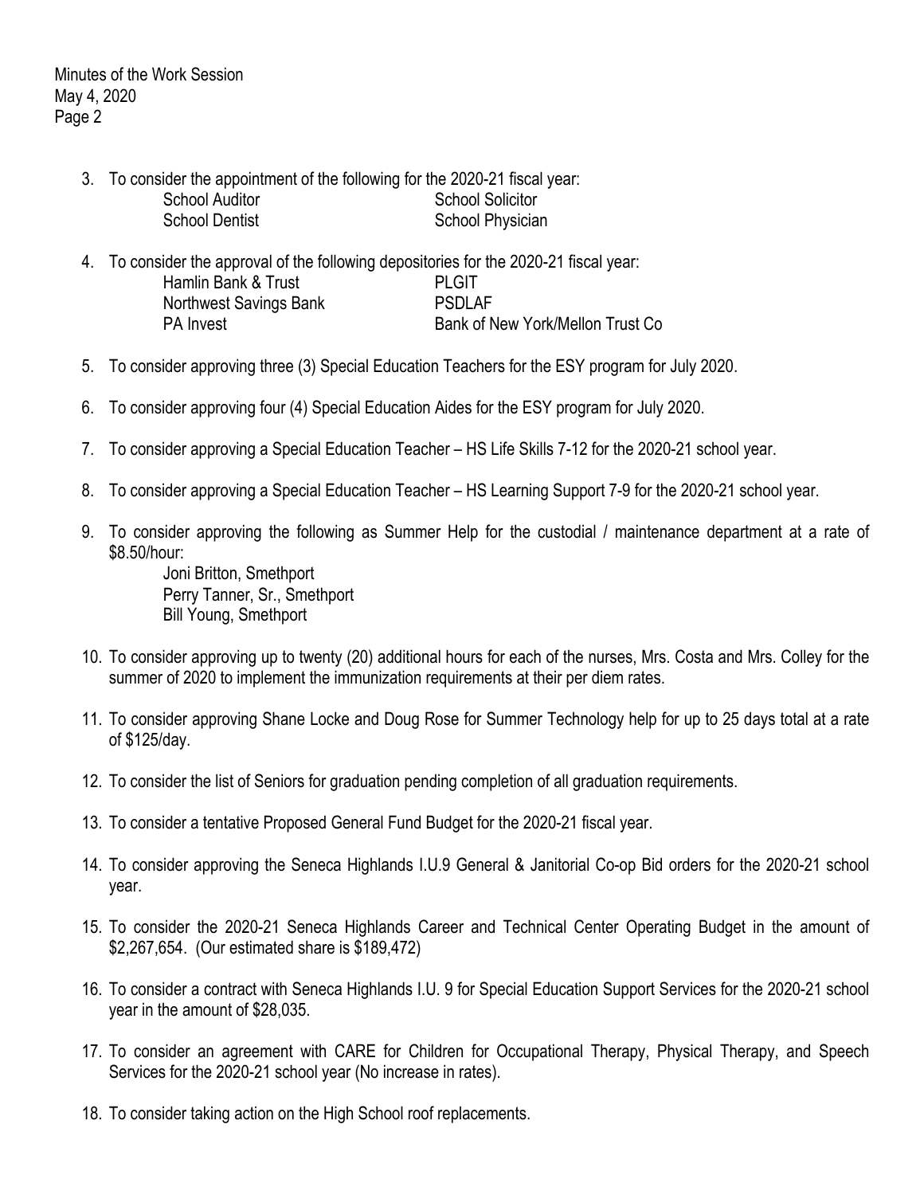3. To consider the appointment of the following for the 2020-21 fiscal year:

| | |
|---|---|
| School Auditor | School Solicitor |
| School Dentist | School Physician |

4. To consider the approval of the following depositories for the 2020-21 fiscal year:

| | |
|---|---|
| Hamlin Bank & Trust | PLGIT |
| Northwest Savings Bank | PSDLAF |
| PA Invest | Bank of New York/Mellon Trust Co |

5. To consider approving three (3) Special Education Teachers for the ESY program for July 2020.

6. To consider approving four (4) Special Education Aides for the ESY program for July 2020.

7. To consider approving a Special Education Teacher – HS Life Skills 7-12 for the 2020-21 school year.

8. To consider approving a Special Education Teacher – HS Learning Support 7-9 for the 2020-21 school year.

9. To consider approving the following as Summer Help for the custodial / maintenance department at a rate of $8.50/hour:
   Joni Britton, Smethport
   Perry Tanner, Sr., Smethport
   Bill Young, Smethport

10. To consider approving up to twenty (20) additional hours for each of the nurses, Mrs. Costa and Mrs. Colley for the summer of 2020 to implement the immunization requirements at their per diem rates.

11. To consider approving Shane Locke and Doug Rose for Summer Technology help for up to 25 days total at a rate of $125/day.

12. To consider the list of Seniors for graduation pending completion of all graduation requirements.

13. To consider a tentative Proposed General Fund Budget for the 2020-21 fiscal year.

14. To consider approving the Seneca Highlands I.U.9 General & Janitorial Co-op Bid orders for the 2020-21 school year.

15. To consider the 2020-21 Seneca Highlands Career and Technical Center Operating Budget in the amount of $2,267,654. (Our estimated share is $189,472)

16. To consider a contract with Seneca Highlands I.U. 9 for Special Education Support Services for the 2020-21 school year in the amount of $28,035.

17. To consider an agreement with CARE for Children for Occupational Therapy, Physical Therapy, and Speech Services for the 2020-21 school year (No increase in rates).

18. To consider taking action on the High School roof replacements.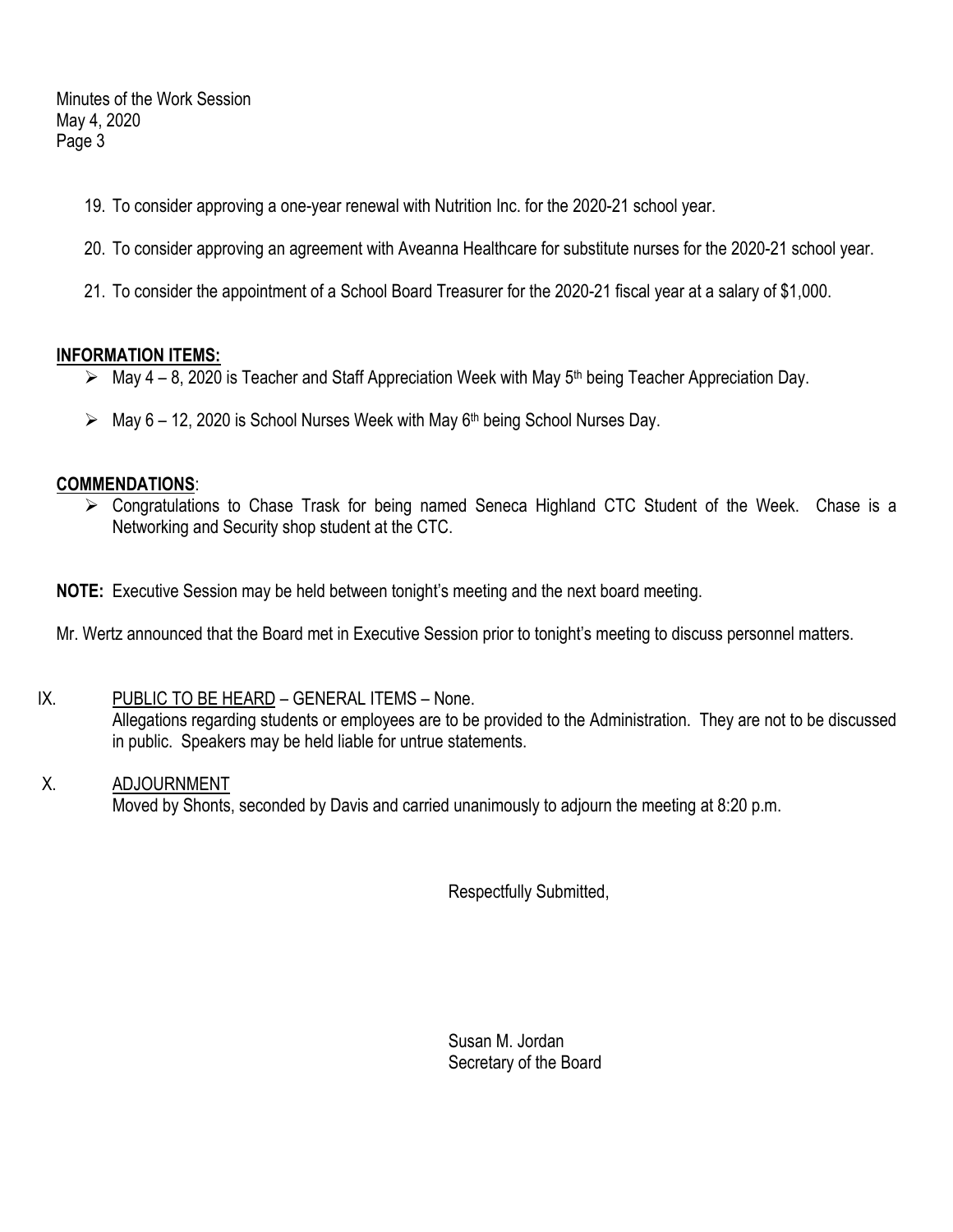19. To consider approving a one-year renewal with Nutrition Inc. for the 2020-21 school year.

20. To consider approving an agreement with Aveanna Healthcare for substitute nurses for the 2020-21 school year.

21. To consider the appointment of a School Board Treasurer for the 2020-21 fiscal year at a salary of $1,000.

**INFORMATION ITEMS:**

- May 4 – 8, 2020 is Teacher and Staff Appreciation Week with May 5th being Teacher Appreciation Day.

- May 6 – 12, 2020 is School Nurses Week with May 6th being School Nurses Day.

**COMMENDATIONS**:

- Congratulations to Chase Trask for being named Seneca Highland CTC Student of the Week. Chase is a Networking and Security shop student at the CTC.

**NOTE:** Executive Session may be held between tonight's meeting and the next board meeting.

Mr. Wertz announced that the Board met in Executive Session prior to tonight's meeting to discuss personnel matters.

IX. PUBLIC TO BE HEARD – GENERAL ITEMS – None.
Allegations regarding students or employees are to be provided to the Administration. They are not to be discussed in public. Speakers may be held liable for untrue statements.

X. ADJOURNMENT
Moved by Shonts, seconded by Davis and carried unanimously to adjourn the meeting at 8:20 p.m.

Respectfully Submitted,

Susan M. Jordan
Secretary of the Board